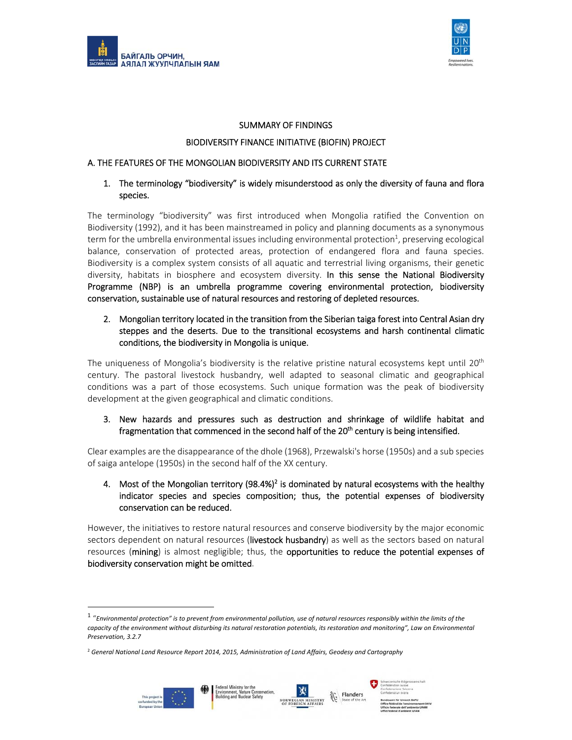SUMMARY OF FINDINGS

BIODIVERSITY FINANCE INITIATIVE (BIOFIN) PROJECT

## A. THE FEATURES OF THE MONGOLIAN BIODIVERSITY AND ITS CURRENT STATE

1. **The terminology "biodiversity" is widely misunderstood as only the diversity of fauna and flora species.**

The terminology "biodiversity" was first introduced when Mongolia ratified the Convention on Biodiversity (1992), and it has been mainstreamed in policy and planning documents as a synonymous term for the umbrella environmental issues including environmental protection[1], preserving ecological balance, conservation of protected areas, protection of endangered flora and fauna species. Biodiversity is a complex system consists of all aquatic and terrestrial living organisms, their genetic diversity, habitats in biosphere and ecosystem diversity. **In this sense the National Biodiversity Programme (NBP) is an umbrella programme covering environmental protection, biodiversity conservation, sustainable use of natural resources and restoring of depleted resources.**

2. **Mongolian territory located in the transition from the Siberian taiga forest into Central Asian dry steppes and the deserts. Due to the transitional ecosystems and harsh continental climatic conditions, the biodiversity in Mongolia is unique.**

The uniqueness of Mongolia's biodiversity is the relative pristine natural ecosystems kept until 20th century. The pastoral livestock husbandry, well adapted to seasonal climatic and geographical conditions was a part of those ecosystems. Such unique formation was the peak of biodiversity development at the given geographical and climatic conditions.

3. **New hazards and pressures such as destruction and shrinkage of wildlife habitat and fragmentation that commenced in the second half of the 20th century is being intensified.**

Clear examples are the disappearance of the dhole (1968), Przewalski's horse (1950s) and a sub species of saiga antelope (1950s) in the second half of the XX century.

4. **Most of the Mongolian territory (98.4%)[2] is dominated by natural ecosystems with the healthy indicator species and species composition; thus, the potential expenses of biodiversity conservation can be reduced.**

However, the initiatives to restore natural resources and conserve biodiversity by the major economic sectors dependent on natural resources (**livestock husbandry**) as well as the sectors based on natural resources (**mining**) is almost negligible; thus, the **opportunities to reduce the potential expenses of biodiversity conservation might be omitted**.

---

[1] *"Environmental protection" is to prevent from environmental pollution, use of natural resources responsibly within the limits of the capacity of the environment without disturbing its natural restoration potentials, its restoration and monitoring", Law on Environmental Preservation, 3.2.7*

[2] *General National Land Resource Report 2014, 2015, Administration of Land Affairs, Geodesy and Cartography*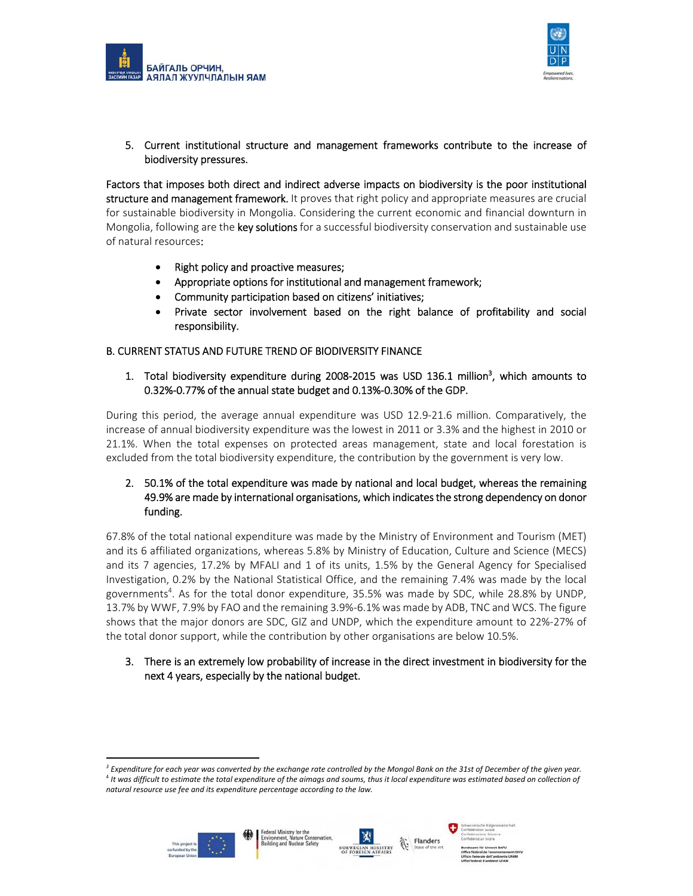5. Current institutional structure and management frameworks contribute to the increase of biodiversity pressures.

Factors that imposes both direct and indirect adverse impacts on biodiversity is the poor institutional structure and management framework. It proves that right policy and appropriate measures are crucial for sustainable biodiversity in Mongolia. Considering the current economic and financial downturn in Mongolia, following are the key solutions for a successful biodiversity conservation and sustainable use of natural resources:

- Right policy and proactive measures;
- Appropriate options for institutional and management framework;
- Community participation based on citizens' initiatives;
- Private sector involvement based on the right balance of profitability and social responsibility.

B. CURRENT STATUS AND FUTURE TREND OF BIODIVERSITY FINANCE

1. Total biodiversity expenditure during 2008-2015 was USD 136.1 million[3], which amounts to 0.32%-0.77% of the annual state budget and 0.13%-0.30% of the GDP.

During this period, the average annual expenditure was USD 12.9-21.6 million. Comparatively, the increase of annual biodiversity expenditure was the lowest in 2011 or 3.3% and the highest in 2010 or 21.1%. When the total expenses on protected areas management, state and local forestation is excluded from the total biodiversity expenditure, the contribution by the government is very low.

2. 50.1% of the total expenditure was made by national and local budget, whereas the remaining 49.9% are made by international organisations, which indicates the strong dependency on donor funding.

67.8% of the total national expenditure was made by the Ministry of Environment and Tourism (MET) and its 6 affiliated organizations, whereas 5.8% by Ministry of Education, Culture and Science (MECS) and its 7 agencies, 17.2% by MFALI and 1 of its units, 1.5% by the General Agency for Specialised Investigation, 0.2% by the National Statistical Office, and the remaining 7.4% was made by the local governments[4]. As for the total donor expenditure, 35.5% was made by SDC, while 28.8% by UNDP, 13.7% by WWF, 7.9% by FAO and the remaining 3.9%-6.1% was made by ADB, TNC and WCS. The figure shows that the major donors are SDC, GIZ and UNDP, which the expenditure amount to 22%-27% of the total donor support, while the contribution by other organisations are below 10.5%.

3. There is an extremely low probability of increase in the direct investment in biodiversity for the next 4 years, especially by the national budget.

---

*[3] Expenditure for each year was converted by the exchange rate controlled by the Mongol Bank on the 31st of December of the given year.*
*[4] It was difficult to estimate the total expenditure of the aimags and soums, thus it local expenditure was estimated based on collection of natural resource use fee and its expenditure percentage according to the law.*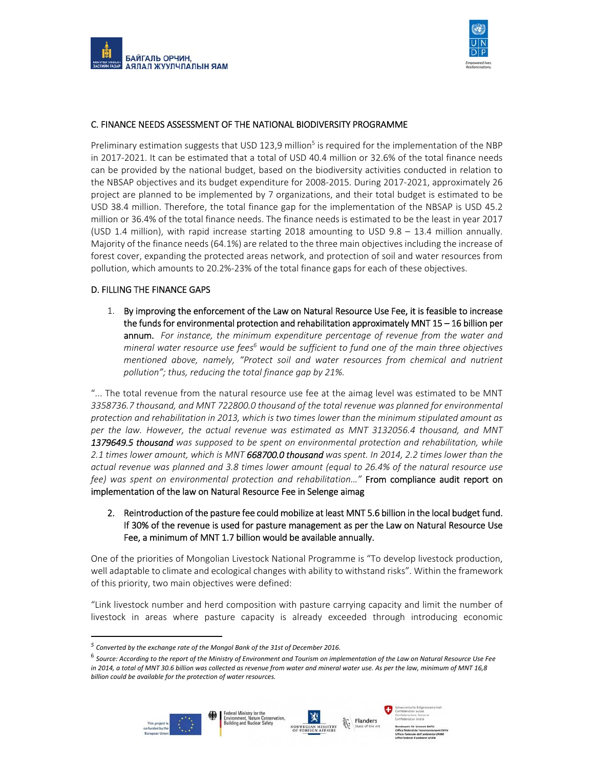## C. FINANCE NEEDS ASSESSMENT OF THE NATIONAL BIODIVERSITY PROGRAMME

Preliminary estimation suggests that USD 123,9 million[5] is required for the implementation of the NBP in 2017-2021. It can be estimated that a total of USD 40.4 million or 32.6% of the total finance needs can be provided by the national budget, based on the biodiversity activities conducted in relation to the NBSAP objectives and its budget expenditure for 2008-2015. During 2017-2021, approximately 26 project are planned to be implemented by 7 organizations, and their total budget is estimated to be USD 38.4 million. Therefore, the total finance gap for the implementation of the NBSAP is USD 45.2 million or 36.4% of the total finance needs. The finance needs is estimated to be the least in year 2017 (USD 1.4 million), with rapid increase starting 2018 amounting to USD 9.8 – 13.4 million annually. Majority of the finance needs (64.1%) are related to the three main objectives including the increase of forest cover, expanding the protected areas network, and protection of soil and water resources from pollution, which amounts to 20.2%-23% of the total finance gaps for each of these objectives.

## D. FILLING THE FINANCE GAPS

1. **By improving the enforcement of the Law on Natural Resource Use Fee, it is feasible to increase the funds for environmental protection and rehabilitation approximately MNT 15 – 16 billion per annum.** *For instance, the minimum expenditure percentage of revenue from the water and mineral water resource use fees[6] would be sufficient to fund one of the main three objectives mentioned above, namely, "Protect soil and water resources from chemical and nutrient pollution"; thus, reducing the total finance gap by 21%.*

"... *The total revenue from the natural resource use fee at the aimag level was estimated to be MNT 3358736.7 thousand, and MNT 722800.0 thousand of the total revenue was planned for environmental protection and rehabilitation in 2013, which is two times lower than the minimum stipulated amount as per the law. However, the actual revenue was estimated as MNT 3132056.4 thousand, and MNT* ***1379649.5 thousand*** *was supposed to be spent on environmental protection and rehabilitation, while 2.1 times lower amount, which is MNT* ***668700.0 thousand*** *was spent. In 2014, 2.2 times lower than the actual revenue was planned and 3.8 times lower amount (equal to 26.4% of the natural resource use fee) was spent on environmental protection and rehabilitation..."* **From compliance audit report on implementation of the law on Natural Resource Fee in Selenge aimag**

2. **Reintroduction of the pasture fee could mobilize at least MNT 5.6 billion in the local budget fund. If 30% of the revenue is used for pasture management as per the Law on Natural Resource Use Fee, a minimum of MNT 1.7 billion would be available annually.**

One of the priorities of Mongolian Livestock National Programme is "To develop livestock production, well adaptable to climate and ecological changes with ability to withstand risks". Within the framework of this priority, two main objectives were defined:

"Link livestock number and herd composition with pasture carrying capacity and limit the number of livestock in areas where pasture capacity is already exceeded through introducing economic

---

[5] *Converted by the exchange rate of the Mongol Bank of the 31st of December 2016.*

[6] *Source: According to the report of the Ministry of Environment and Tourism on implementation of the Law on Natural Resource Use Fee in 2014, a total of MNT 30.6 billion was collected as revenue from water and mineral water use. As per the law, minimum of MNT 16,8 billion could be available for the protection of water resources.*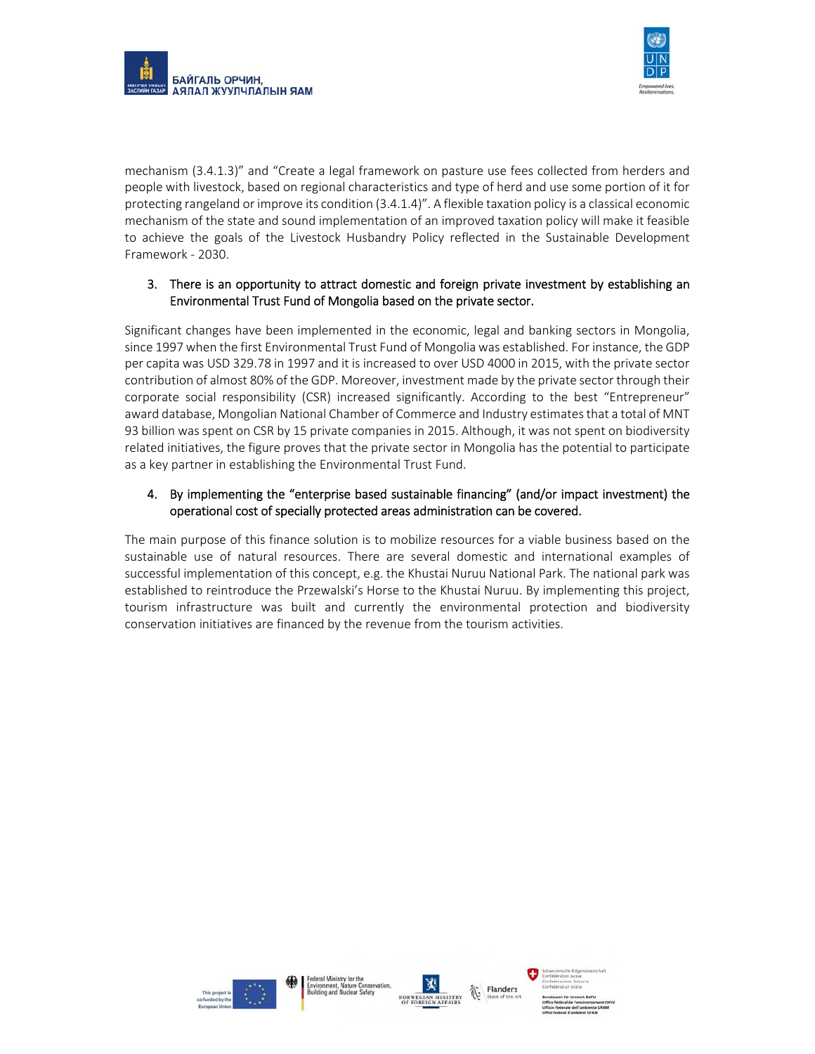mechanism (3.4.1.3)" and "Create a legal framework on pasture use fees collected from herders and people with livestock, based on regional characteristics and type of herd and use some portion of it for protecting rangeland or improve its condition (3.4.1.4)". A flexible taxation policy is a classical economic mechanism of the state and sound implementation of an improved taxation policy will make it feasible to achieve the goals of the Livestock Husbandry Policy reflected in the Sustainable Development Framework - 2030.

3. There is an opportunity to attract domestic and foreign private investment by establishing an Environmental Trust Fund of Mongolia based on the private sector.

Significant changes have been implemented in the economic, legal and banking sectors in Mongolia, since 1997 when the first Environmental Trust Fund of Mongolia was established. For instance, the GDP per capita was USD 329.78 in 1997 and it is increased to over USD 4000 in 2015, with the private sector contribution of almost 80% of the GDP. Moreover, investment made by the private sector through their corporate social responsibility (CSR) increased significantly. According to the best "Entrepreneur" award database, Mongolian National Chamber of Commerce and Industry estimates that a total of MNT 93 billion was spent on CSR by 15 private companies in 2015. Although, it was not spent on biodiversity related initiatives, the figure proves that the private sector in Mongolia has the potential to participate as a key partner in establishing the Environmental Trust Fund.

4. By implementing the "enterprise based sustainable financing" (and/or impact investment) the operational cost of specially protected areas administration can be covered.

The main purpose of this finance solution is to mobilize resources for a viable business based on the sustainable use of natural resources. There are several domestic and international examples of successful implementation of this concept, e.g. the Khustai Nuruu National Park. The national park was established to reintroduce the Przewalski's Horse to the Khustai Nuruu. By implementing this project, tourism infrastructure was built and currently the environmental protection and biodiversity conservation initiatives are financed by the revenue from the tourism activities.